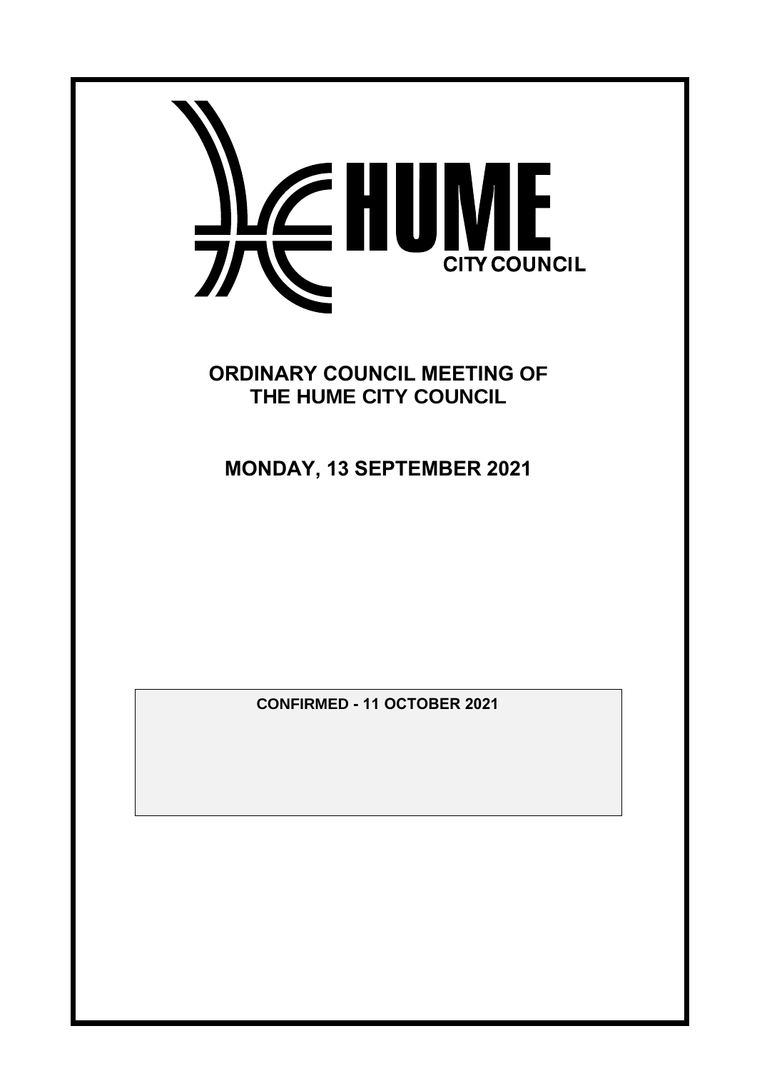HUME

CITY COUNCIL

# ORDINARY COUNCIL MEETING OF THE HUME CITY COUNCIL

## MONDAY, 13 SEPTEMBER 2021

**CONFIRMED - 11 OCTOBER 2021**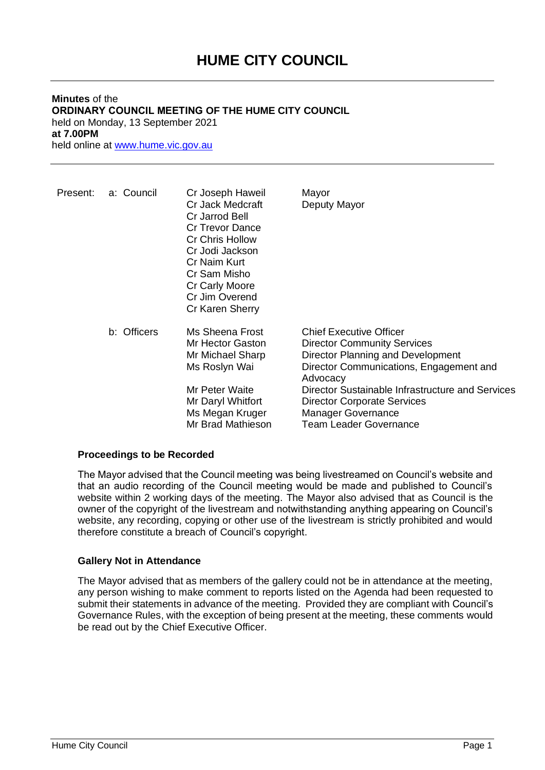# HUME CITY COUNCIL

**Minutes** of the
**ORDINARY COUNCIL MEETING OF THE HUME CITY COUNCIL**
held on Monday, 13 September 2021
**at 7.00PM**
held online at www.hume.vic.gov.au

| Present: | a: Council | Cr Joseph Haweil | Mayor |
|---|---|---|---|
| | | Cr Jack Medcraft | Deputy Mayor |
| | | Cr Jarrod Bell | |
| | | Cr Trevor Dance | |
| | | Cr Chris Hollow | |
| | | Cr Jodi Jackson | |
| | | Cr Naim Kurt | |
| | | Cr Sam Misho | |
| | | Cr Carly Moore | |
| | | Cr Jim Overend | |
| | | Cr Karen Sherry | |
| | b: Officers | Ms Sheena Frost | Chief Executive Officer |
| | | Mr Hector Gaston | Director Community Services |
| | | Mr Michael Sharp | Director Planning and Development |
| | | Ms Roslyn Wai | Director Communications, Engagement and Advocacy |
| | | Mr Peter Waite | Director Sustainable Infrastructure and Services |
| | | Mr Daryl Whitfort | Director Corporate Services |
| | | Ms Megan Kruger | Manager Governance |
| | | Mr Brad Mathieson | Team Leader Governance |

**Proceedings to be Recorded**

The Mayor advised that the Council meeting was being livestreamed on Council's website and that an audio recording of the Council meeting would be made and published to Council's website within 2 working days of the meeting. The Mayor also advised that as Council is the owner of the copyright of the livestream and notwithstanding anything appearing on Council's website, any recording, copying or other use of the livestream is strictly prohibited and would therefore constitute a breach of Council's copyright.

**Gallery Not in Attendance**

The Mayor advised that as members of the gallery could not be in attendance at the meeting, any person wishing to make comment to reports listed on the Agenda had been requested to submit their statements in advance of the meeting. Provided they are compliant with Council's Governance Rules, with the exception of being present at the meeting, these comments would be read out by the Chief Executive Officer.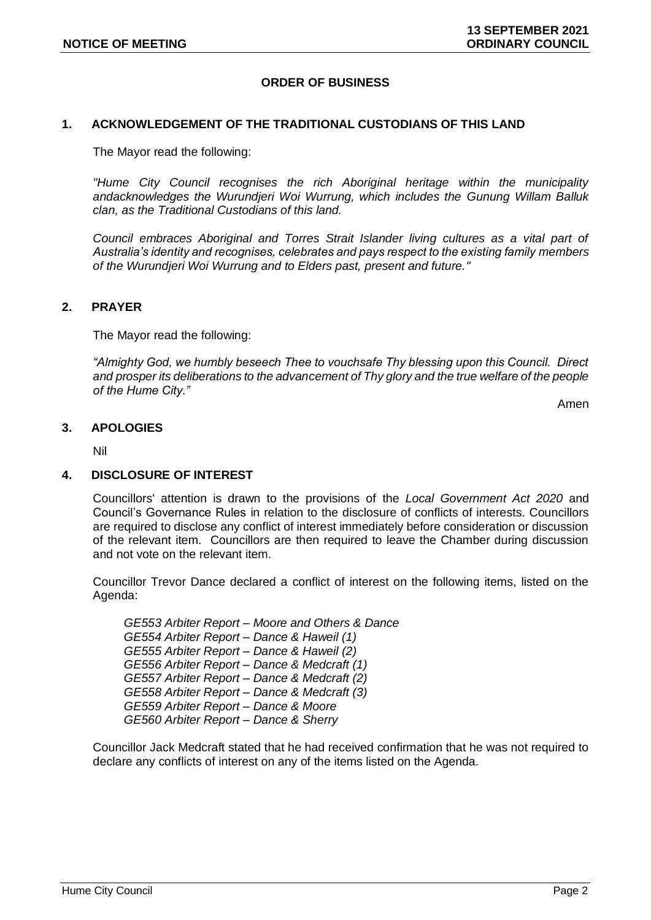## ORDER OF BUSINESS

### 1. ACKNOWLEDGEMENT OF THE TRADITIONAL CUSTODIANS OF THIS LAND

The Mayor read the following:

*"Hume City Council recognises the rich Aboriginal heritage within the municipality andacknowledges the Wurundjeri Woi Wurrung, which includes the Gunung Willam Balluk clan, as the Traditional Custodians of this land.*

*Council embraces Aboriginal and Torres Strait Islander living cultures as a vital part of Australia's identity and recognises, celebrates and pays respect to the existing family members of the Wurundjeri Woi Wurrung and to Elders past, present and future."*

### 2. PRAYER

The Mayor read the following:

*"Almighty God, we humbly beseech Thee to vouchsafe Thy blessing upon this Council. Direct and prosper its deliberations to the advancement of Thy glory and the true welfare of the people of the Hume City."*

Amen

### 3. APOLOGIES

Nil

### 4. DISCLOSURE OF INTEREST

Councillors' attention is drawn to the provisions of the *Local Government Act 2020* and Council's Governance Rules in relation to the disclosure of conflicts of interests. Councillors are required to disclose any conflict of interest immediately before consideration or discussion of the relevant item. Councillors are then required to leave the Chamber during discussion and not vote on the relevant item.

Councillor Trevor Dance declared a conflict of interest on the following items, listed on the Agenda:

*GE553 Arbiter Report – Moore and Others & Dance*
*GE554 Arbiter Report – Dance & Haweil (1)*
*GE555 Arbiter Report – Dance & Haweil (2)*
*GE556 Arbiter Report – Dance & Medcraft (1)*
*GE557 Arbiter Report – Dance & Medcraft (2)*
*GE558 Arbiter Report – Dance & Medcraft (3)*
*GE559 Arbiter Report – Dance & Moore*
*GE560 Arbiter Report – Dance & Sherry*

Councillor Jack Medcraft stated that he had received confirmation that he was not required to declare any conflicts of interest on any of the items listed on the Agenda.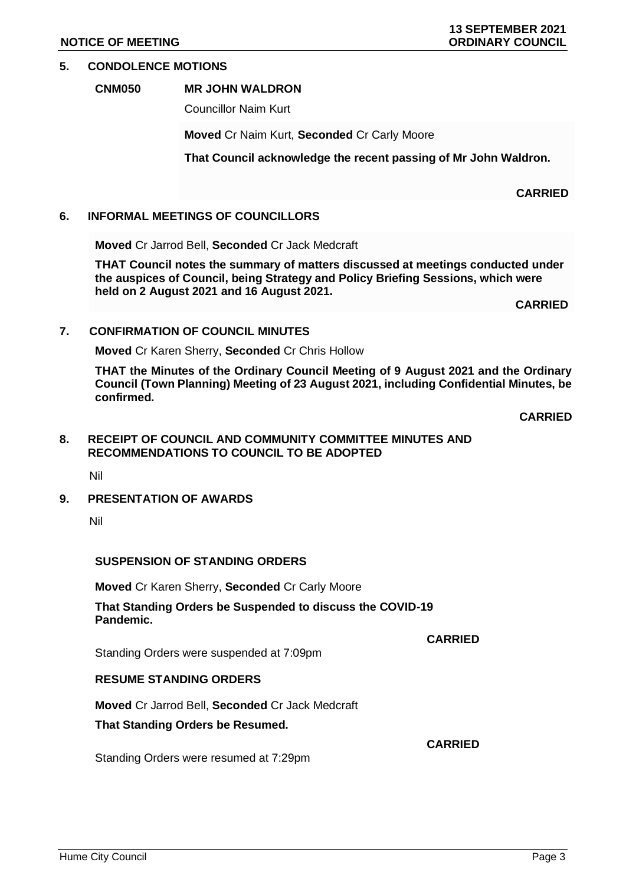## 5. CONDOLENCE MOTIONS

### CNM050 MR JOHN WALDRON

Councillor Naim Kurt

**Moved** Cr Naim Kurt, **Seconded** Cr Carly Moore

**That Council acknowledge the recent passing of Mr John Waldron.**

**CARRIED**

## 6. INFORMAL MEETINGS OF COUNCILLORS

**Moved** Cr Jarrod Bell, **Seconded** Cr Jack Medcraft

**THAT Council notes the summary of matters discussed at meetings conducted under the auspices of Council, being Strategy and Policy Briefing Sessions, which were held on 2 August 2021 and 16 August 2021.**

**CARRIED**

## 7. CONFIRMATION OF COUNCIL MINUTES

**Moved** Cr Karen Sherry, **Seconded** Cr Chris Hollow

**THAT the Minutes of the Ordinary Council Meeting of 9 August 2021 and the Ordinary Council (Town Planning) Meeting of 23 August 2021, including Confidential Minutes, be confirmed.**

**CARRIED**

## 8. RECEIPT OF COUNCIL AND COMMUNITY COMMITTEE MINUTES AND RECOMMENDATIONS TO COUNCIL TO BE ADOPTED

Nil

## 9. PRESENTATION OF AWARDS

Nil

### SUSPENSION OF STANDING ORDERS

**Moved** Cr Karen Sherry, **Seconded** Cr Carly Moore

**That Standing Orders be Suspended to discuss the COVID-19 Pandemic.**

**CARRIED**

Standing Orders were suspended at 7:09pm

### RESUME STANDING ORDERS

**Moved** Cr Jarrod Bell, **Seconded** Cr Jack Medcraft

**That Standing Orders be Resumed.**

**CARRIED**

Standing Orders were resumed at 7:29pm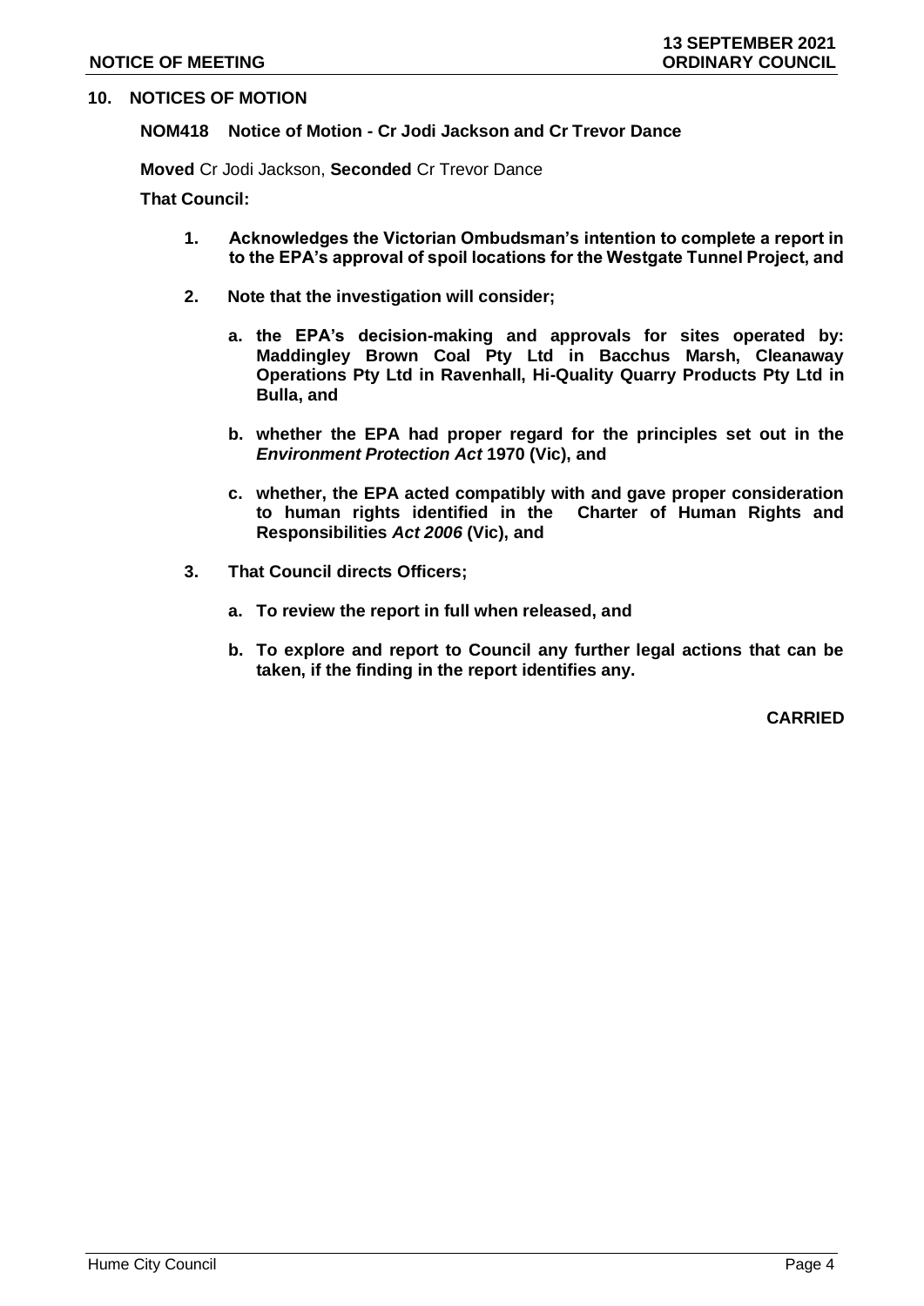## 10. NOTICES OF MOTION

### NOM418 Notice of Motion - Cr Jodi Jackson and Cr Trevor Dance

**Moved** Cr Jodi Jackson, **Seconded** Cr Trevor Dance

**That Council:**

1. **Acknowledges the Victorian Ombudsman's intention to complete a report in to the EPA's approval of spoil locations for the Westgate Tunnel Project, and**

2. **Note that the investigation will consider;**

   a. **the EPA's decision-making and approvals for sites operated by: Maddingley Brown Coal Pty Ltd in Bacchus Marsh, Cleanaway Operations Pty Ltd in Ravenhall, Hi-Quality Quarry Products Pty Ltd in Bulla, and**

   b. **whether the EPA had proper regard for the principles set out in the *Environment Protection Act* 1970 (Vic), and**

   c. **whether, the EPA acted compatibly with and gave proper consideration to human rights identified in the Charter of Human Rights and Responsibilities *Act 2006* (Vic), and**

3. **That Council directs Officers;**

   a. **To review the report in full when released, and**

   b. **To explore and report to Council any further legal actions that can be taken, if the finding in the report identifies any.**

**CARRIED**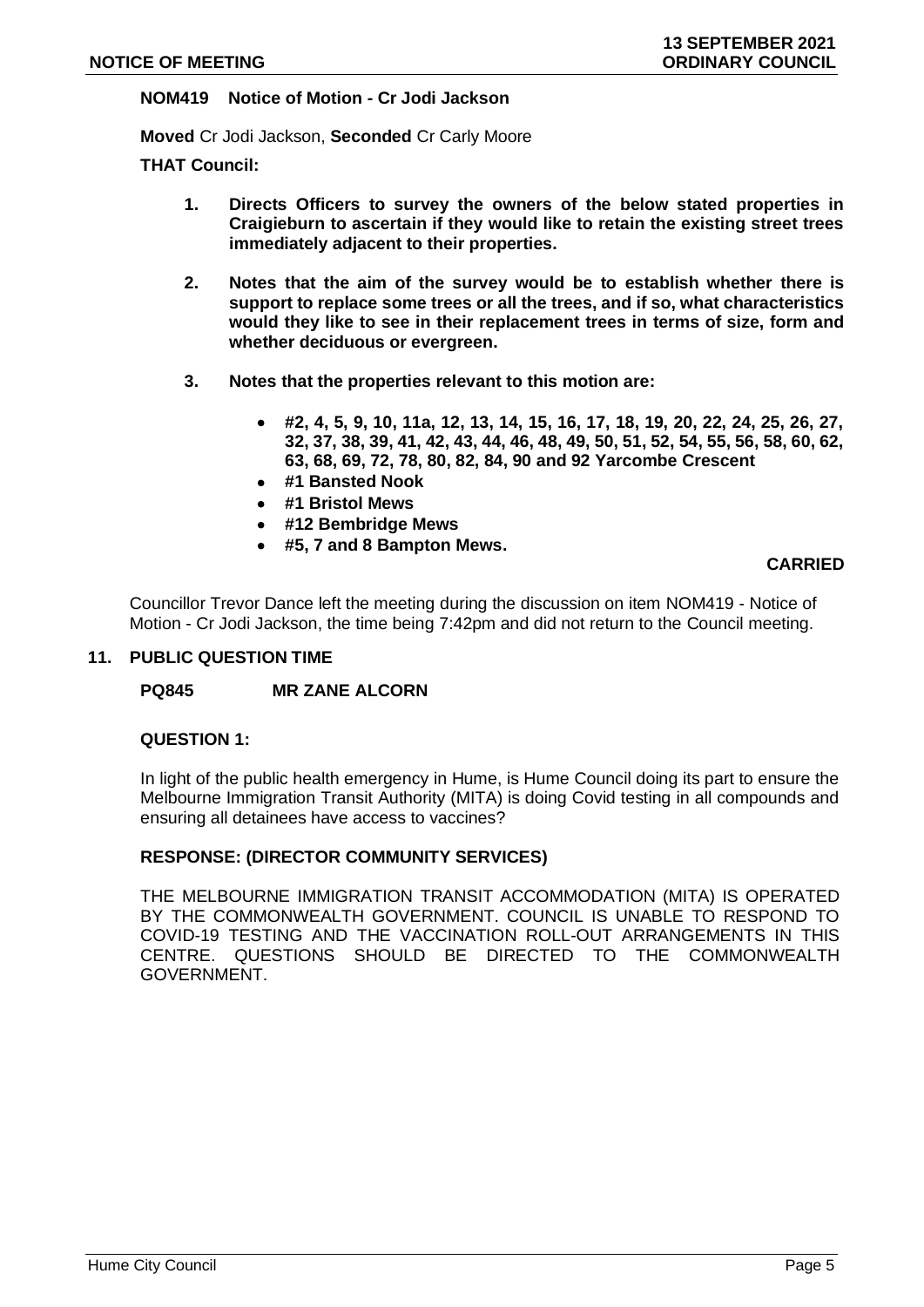**NOM419 Notice of Motion - Cr Jodi Jackson**

**Moved** Cr Jodi Jackson, **Seconded** Cr Carly Moore

**THAT Council:**

1. **Directs Officers to survey the owners of the below stated properties in Craigieburn to ascertain if they would like to retain the existing street trees immediately adjacent to their properties.**

2. **Notes that the aim of the survey would be to establish whether there is support to replace some trees or all the trees, and if so, what characteristics would they like to see in their replacement trees in terms of size, form and whether deciduous or evergreen.**

3. **Notes that the properties relevant to this motion are:**

   - **#2, 4, 5, 9, 10, 11a, 12, 13, 14, 15, 16, 17, 18, 19, 20, 22, 24, 25, 26, 27, 32, 37, 38, 39, 41, 42, 43, 44, 46, 48, 49, 50, 51, 52, 54, 55, 56, 58, 60, 62, 63, 68, 69, 72, 78, 80, 82, 84, 90 and 92 Yarcombe Crescent**
   - **#1 Bansted Nook**
   - **#1 Bristol Mews**
   - **#12 Bembridge Mews**
   - **#5, 7 and 8 Bampton Mews.**

**CARRIED**

Councillor Trevor Dance left the meeting during the discussion on item NOM419 - Notice of Motion - Cr Jodi Jackson, the time being 7:42pm and did not return to the Council meeting.

## 11. PUBLIC QUESTION TIME

### PQ845 MR ZANE ALCORN

**QUESTION 1:**

In light of the public health emergency in Hume, is Hume Council doing its part to ensure the Melbourne Immigration Transit Authority (MITA) is doing Covid testing in all compounds and ensuring all detainees have access to vaccines?

**RESPONSE: (DIRECTOR COMMUNITY SERVICES)**

THE MELBOURNE IMMIGRATION TRANSIT ACCOMMODATION (MITA) IS OPERATED BY THE COMMONWEALTH GOVERNMENT. COUNCIL IS UNABLE TO RESPOND TO COVID-19 TESTING AND THE VACCINATION ROLL-OUT ARRANGEMENTS IN THIS CENTRE. QUESTIONS SHOULD BE DIRECTED TO THE COMMONWEALTH GOVERNMENT.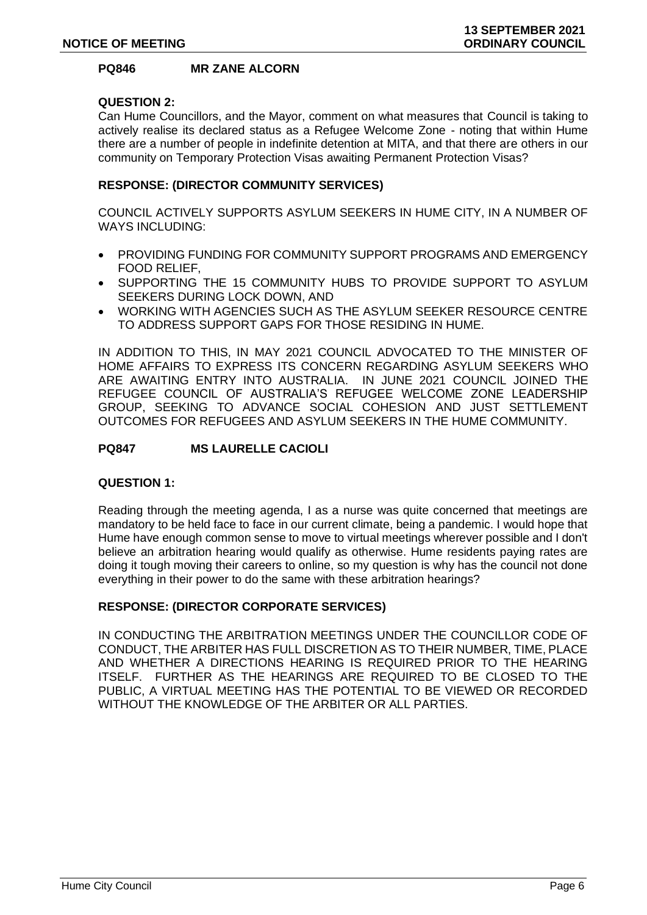## PQ846 MR ZANE ALCORN

**QUESTION 2:**

Can Hume Councillors, and the Mayor, comment on what measures that Council is taking to actively realise its declared status as a Refugee Welcome Zone - noting that within Hume there are a number of people in indefinite detention at MITA, and that there are others in our community on Temporary Protection Visas awaiting Permanent Protection Visas?

**RESPONSE: (DIRECTOR COMMUNITY SERVICES)**

COUNCIL ACTIVELY SUPPORTS ASYLUM SEEKERS IN HUME CITY, IN A NUMBER OF WAYS INCLUDING:

- PROVIDING FUNDING FOR COMMUNITY SUPPORT PROGRAMS AND EMERGENCY FOOD RELIEF,
- SUPPORTING THE 15 COMMUNITY HUBS TO PROVIDE SUPPORT TO ASYLUM SEEKERS DURING LOCK DOWN, AND
- WORKING WITH AGENCIES SUCH AS THE ASYLUM SEEKER RESOURCE CENTRE TO ADDRESS SUPPORT GAPS FOR THOSE RESIDING IN HUME.

IN ADDITION TO THIS, IN MAY 2021 COUNCIL ADVOCATED TO THE MINISTER OF HOME AFFAIRS TO EXPRESS ITS CONCERN REGARDING ASYLUM SEEKERS WHO ARE AWAITING ENTRY INTO AUSTRALIA. IN JUNE 2021 COUNCIL JOINED THE REFUGEE COUNCIL OF AUSTRALIA'S REFUGEE WELCOME ZONE LEADERSHIP GROUP, SEEKING TO ADVANCE SOCIAL COHESION AND JUST SETTLEMENT OUTCOMES FOR REFUGEES AND ASYLUM SEEKERS IN THE HUME COMMUNITY.

## PQ847 MS LAURELLE CACIOLI

**QUESTION 1:**

Reading through the meeting agenda, I as a nurse was quite concerned that meetings are mandatory to be held face to face in our current climate, being a pandemic. I would hope that Hume have enough common sense to move to virtual meetings wherever possible and I don't believe an arbitration hearing would qualify as otherwise. Hume residents paying rates are doing it tough moving their careers to online, so my question is why has the council not done everything in their power to do the same with these arbitration hearings?

**RESPONSE: (DIRECTOR CORPORATE SERVICES)**

IN CONDUCTING THE ARBITRATION MEETINGS UNDER THE COUNCILLOR CODE OF CONDUCT, THE ARBITER HAS FULL DISCRETION AS TO THEIR NUMBER, TIME, PLACE AND WHETHER A DIRECTIONS HEARING IS REQUIRED PRIOR TO THE HEARING ITSELF. FURTHER AS THE HEARINGS ARE REQUIRED TO BE CLOSED TO THE PUBLIC, A VIRTUAL MEETING HAS THE POTENTIAL TO BE VIEWED OR RECORDED WITHOUT THE KNOWLEDGE OF THE ARBITER OR ALL PARTIES.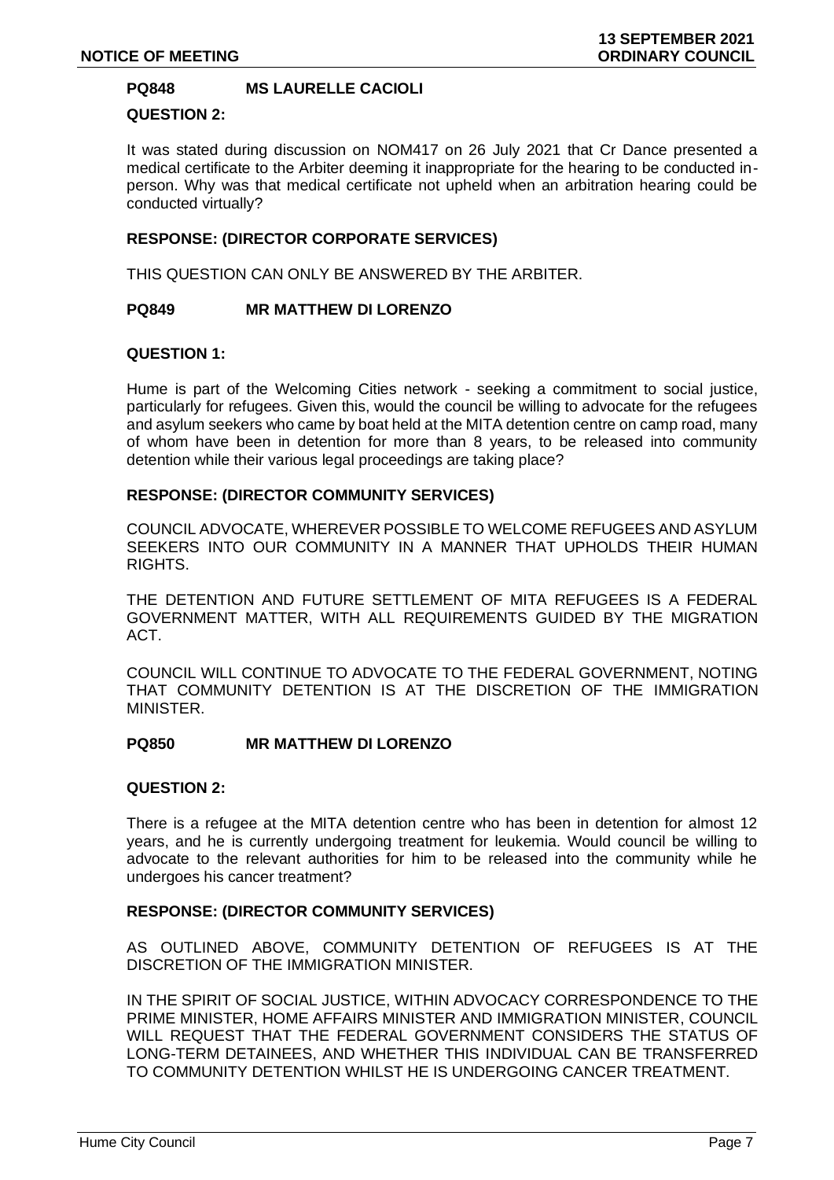**PQ848 MS LAURELLE CACIOLI**

**QUESTION 2:**

It was stated during discussion on NOM417 on 26 July 2021 that Cr Dance presented a medical certificate to the Arbiter deeming it inappropriate for the hearing to be conducted in-person. Why was that medical certificate not upheld when an arbitration hearing could be conducted virtually?

**RESPONSE: (DIRECTOR CORPORATE SERVICES)**

THIS QUESTION CAN ONLY BE ANSWERED BY THE ARBITER.

**PQ849 MR MATTHEW DI LORENZO**

**QUESTION 1:**

Hume is part of the Welcoming Cities network - seeking a commitment to social justice, particularly for refugees. Given this, would the council be willing to advocate for the refugees and asylum seekers who came by boat held at the MITA detention centre on camp road, many of whom have been in detention for more than 8 years, to be released into community detention while their various legal proceedings are taking place?

**RESPONSE: (DIRECTOR COMMUNITY SERVICES)**

COUNCIL ADVOCATE, WHEREVER POSSIBLE TO WELCOME REFUGEES AND ASYLUM SEEKERS INTO OUR COMMUNITY IN A MANNER THAT UPHOLDS THEIR HUMAN RIGHTS.

THE DETENTION AND FUTURE SETTLEMENT OF MITA REFUGEES IS A FEDERAL GOVERNMENT MATTER, WITH ALL REQUIREMENTS GUIDED BY THE MIGRATION ACT.

COUNCIL WILL CONTINUE TO ADVOCATE TO THE FEDERAL GOVERNMENT, NOTING THAT COMMUNITY DETENTION IS AT THE DISCRETION OF THE IMMIGRATION MINISTER.

**PQ850 MR MATTHEW DI LORENZO**

**QUESTION 2:**

There is a refugee at the MITA detention centre who has been in detention for almost 12 years, and he is currently undergoing treatment for leukemia. Would council be willing to advocate to the relevant authorities for him to be released into the community while he undergoes his cancer treatment?

**RESPONSE: (DIRECTOR COMMUNITY SERVICES)**

AS OUTLINED ABOVE, COMMUNITY DETENTION OF REFUGEES IS AT THE DISCRETION OF THE IMMIGRATION MINISTER.

IN THE SPIRIT OF SOCIAL JUSTICE, WITHIN ADVOCACY CORRESPONDENCE TO THE PRIME MINISTER, HOME AFFAIRS MINISTER AND IMMIGRATION MINISTER, COUNCIL WILL REQUEST THAT THE FEDERAL GOVERNMENT CONSIDERS THE STATUS OF LONG-TERM DETAINEES, AND WHETHER THIS INDIVIDUAL CAN BE TRANSFERRED TO COMMUNITY DETENTION WHILST HE IS UNDERGOING CANCER TREATMENT.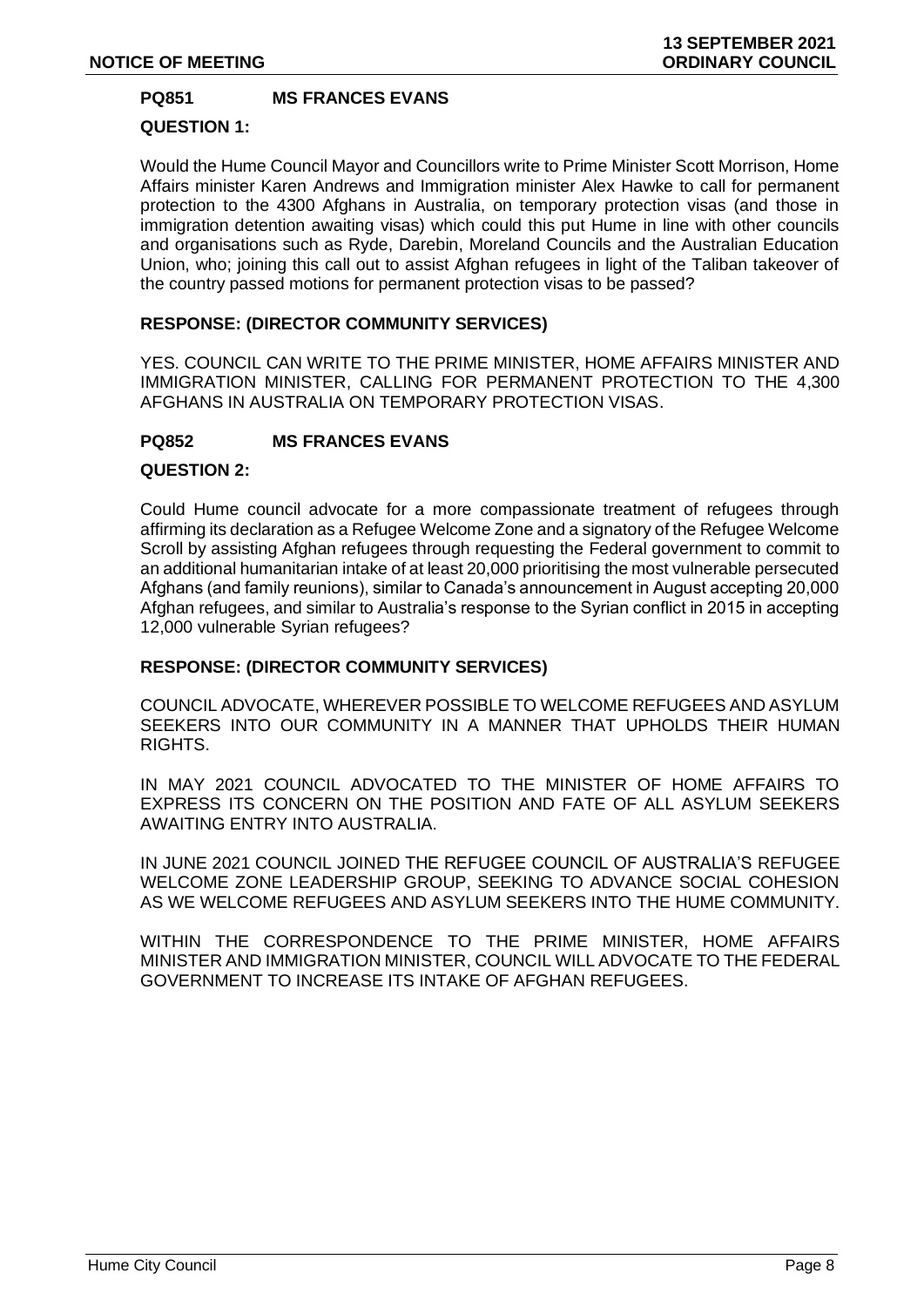### PQ851 MS FRANCES EVANS

**QUESTION 1:**

Would the Hume Council Mayor and Councillors write to Prime Minister Scott Morrison, Home Affairs minister Karen Andrews and Immigration minister Alex Hawke to call for permanent protection to the 4300 Afghans in Australia, on temporary protection visas (and those in immigration detention awaiting visas) which could this put Hume in line with other councils and organisations such as Ryde, Darebin, Moreland Councils and the Australian Education Union, who; joining this call out to assist Afghan refugees in light of the Taliban takeover of the country passed motions for permanent protection visas to be passed?

**RESPONSE: (DIRECTOR COMMUNITY SERVICES)**

YES. COUNCIL CAN WRITE TO THE PRIME MINISTER, HOME AFFAIRS MINISTER AND IMMIGRATION MINISTER, CALLING FOR PERMANENT PROTECTION TO THE 4,300 AFGHANS IN AUSTRALIA ON TEMPORARY PROTECTION VISAS.

### PQ852 MS FRANCES EVANS

**QUESTION 2:**

Could Hume council advocate for a more compassionate treatment of refugees through affirming its declaration as a Refugee Welcome Zone and a signatory of the Refugee Welcome Scroll by assisting Afghan refugees through requesting the Federal government to commit to an additional humanitarian intake of at least 20,000 prioritising the most vulnerable persecuted Afghans (and family reunions), similar to Canada's announcement in August accepting 20,000 Afghan refugees, and similar to Australia's response to the Syrian conflict in 2015 in accepting 12,000 vulnerable Syrian refugees?

**RESPONSE: (DIRECTOR COMMUNITY SERVICES)**

COUNCIL ADVOCATE, WHEREVER POSSIBLE TO WELCOME REFUGEES AND ASYLUM SEEKERS INTO OUR COMMUNITY IN A MANNER THAT UPHOLDS THEIR HUMAN RIGHTS.

IN MAY 2021 COUNCIL ADVOCATED TO THE MINISTER OF HOME AFFAIRS TO EXPRESS ITS CONCERN ON THE POSITION AND FATE OF ALL ASYLUM SEEKERS AWAITING ENTRY INTO AUSTRALIA.

IN JUNE 2021 COUNCIL JOINED THE REFUGEE COUNCIL OF AUSTRALIA'S REFUGEE WELCOME ZONE LEADERSHIP GROUP, SEEKING TO ADVANCE SOCIAL COHESION AS WE WELCOME REFUGEES AND ASYLUM SEEKERS INTO THE HUME COMMUNITY.

WITHIN THE CORRESPONDENCE TO THE PRIME MINISTER, HOME AFFAIRS MINISTER AND IMMIGRATION MINISTER, COUNCIL WILL ADVOCATE TO THE FEDERAL GOVERNMENT TO INCREASE ITS INTAKE OF AFGHAN REFUGEES.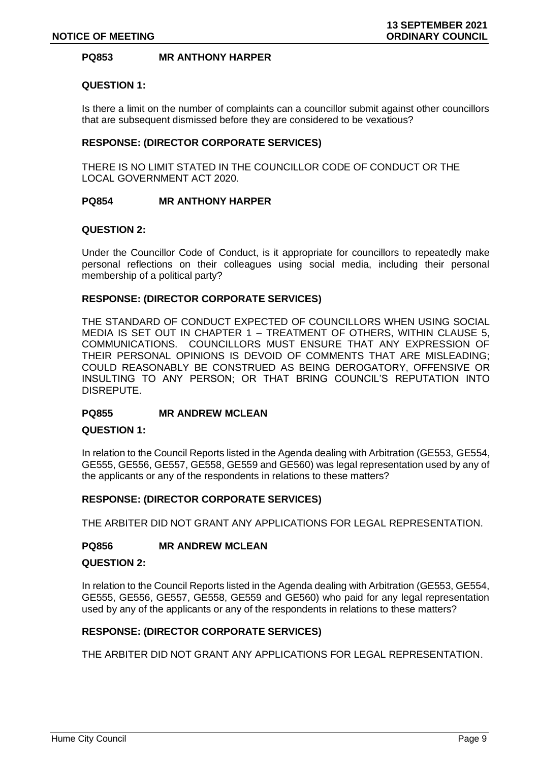**PQ853 MR ANTHONY HARPER**

**QUESTION 1:**

Is there a limit on the number of complaints can a councillor submit against other councillors that are subsequent dismissed before they are considered to be vexatious?

**RESPONSE: (DIRECTOR CORPORATE SERVICES)**

THERE IS NO LIMIT STATED IN THE COUNCILLOR CODE OF CONDUCT OR THE LOCAL GOVERNMENT ACT 2020.

**PQ854 MR ANTHONY HARPER**

**QUESTION 2:**

Under the Councillor Code of Conduct, is it appropriate for councillors to repeatedly make personal reflections on their colleagues using social media, including their personal membership of a political party?

**RESPONSE: (DIRECTOR CORPORATE SERVICES)**

THE STANDARD OF CONDUCT EXPECTED OF COUNCILLORS WHEN USING SOCIAL MEDIA IS SET OUT IN CHAPTER 1 – TREATMENT OF OTHERS, WITHIN CLAUSE 5, COMMUNICATIONS. COUNCILLORS MUST ENSURE THAT ANY EXPRESSION OF THEIR PERSONAL OPINIONS IS DEVOID OF COMMENTS THAT ARE MISLEADING; COULD REASONABLY BE CONSTRUED AS BEING DEROGATORY, OFFENSIVE OR INSULTING TO ANY PERSON; OR THAT BRING COUNCIL'S REPUTATION INTO DISREPUTE.

**PQ855 MR ANDREW MCLEAN**

**QUESTION 1:**

In relation to the Council Reports listed in the Agenda dealing with Arbitration (GE553, GE554, GE555, GE556, GE557, GE558, GE559 and GE560) was legal representation used by any of the applicants or any of the respondents in relations to these matters?

**RESPONSE: (DIRECTOR CORPORATE SERVICES)**

THE ARBITER DID NOT GRANT ANY APPLICATIONS FOR LEGAL REPRESENTATION.

**PQ856 MR ANDREW MCLEAN**

**QUESTION 2:**

In relation to the Council Reports listed in the Agenda dealing with Arbitration (GE553, GE554, GE555, GE556, GE557, GE558, GE559 and GE560) who paid for any legal representation used by any of the applicants or any of the respondents in relations to these matters?

**RESPONSE: (DIRECTOR CORPORATE SERVICES)**

THE ARBITER DID NOT GRANT ANY APPLICATIONS FOR LEGAL REPRESENTATION.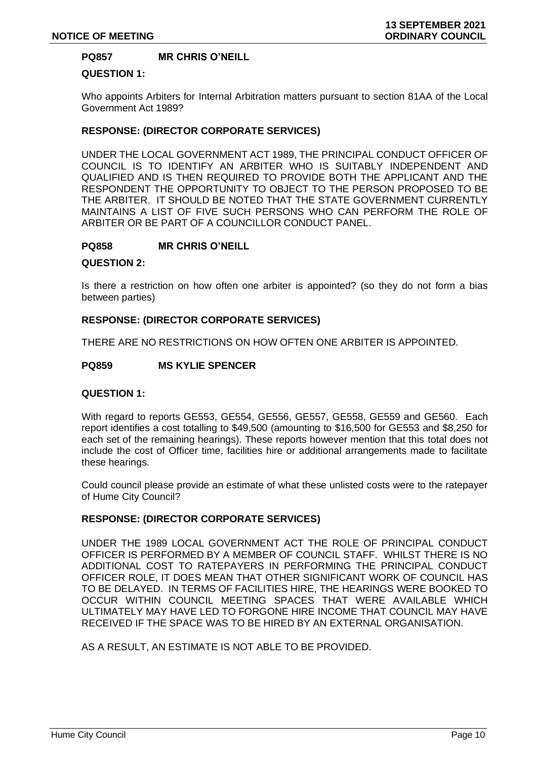**PQ857 MR CHRIS O'NEILL**

**QUESTION 1:**

Who appoints Arbiters for Internal Arbitration matters pursuant to section 81AA of the Local Government Act 1989?

**RESPONSE: (DIRECTOR CORPORATE SERVICES)**

UNDER THE LOCAL GOVERNMENT ACT 1989, THE PRINCIPAL CONDUCT OFFICER OF COUNCIL IS TO IDENTIFY AN ARBITER WHO IS SUITABLY INDEPENDENT AND QUALIFIED AND IS THEN REQUIRED TO PROVIDE BOTH THE APPLICANT AND THE RESPONDENT THE OPPORTUNITY TO OBJECT TO THE PERSON PROPOSED TO BE THE ARBITER. IT SHOULD BE NOTED THAT THE STATE GOVERNMENT CURRENTLY MAINTAINS A LIST OF FIVE SUCH PERSONS WHO CAN PERFORM THE ROLE OF ARBITER OR BE PART OF A COUNCILLOR CONDUCT PANEL.

**PQ858 MR CHRIS O'NEILL**

**QUESTION 2:**

Is there a restriction on how often one arbiter is appointed? (so they do not form a bias between parties)

**RESPONSE: (DIRECTOR CORPORATE SERVICES)**

THERE ARE NO RESTRICTIONS ON HOW OFTEN ONE ARBITER IS APPOINTED.

**PQ859 MS KYLIE SPENCER**

**QUESTION 1:**

With regard to reports GE553, GE554, GE556, GE557, GE558, GE559 and GE560. Each report identifies a cost totalling to $49,500 (amounting to $16,500 for GE553 and $8,250 for each set of the remaining hearings). These reports however mention that this total does not include the cost of Officer time, facilities hire or additional arrangements made to facilitate these hearings.

Could council please provide an estimate of what these unlisted costs were to the ratepayer of Hume City Council?

**RESPONSE: (DIRECTOR CORPORATE SERVICES)**

UNDER THE 1989 LOCAL GOVERNMENT ACT THE ROLE OF PRINCIPAL CONDUCT OFFICER IS PERFORMED BY A MEMBER OF COUNCIL STAFF. WHILST THERE IS NO ADDITIONAL COST TO RATEPAYERS IN PERFORMING THE PRINCIPAL CONDUCT OFFICER ROLE, IT DOES MEAN THAT OTHER SIGNIFICANT WORK OF COUNCIL HAS TO BE DELAYED. IN TERMS OF FACILITIES HIRE, THE HEARINGS WERE BOOKED TO OCCUR WITHIN COUNCIL MEETING SPACES THAT WERE AVAILABLE WHICH ULTIMATELY MAY HAVE LED TO FORGONE HIRE INCOME THAT COUNCIL MAY HAVE RECEIVED IF THE SPACE WAS TO BE HIRED BY AN EXTERNAL ORGANISATION.

AS A RESULT, AN ESTIMATE IS NOT ABLE TO BE PROVIDED.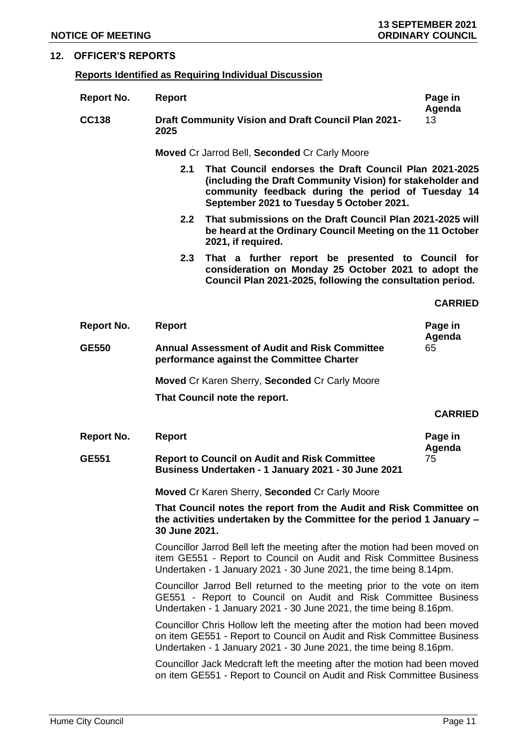## 12. OFFICER'S REPORTS

**Reports Identified as Requiring Individual Discussion**

| Report No. | Report | Page in Agenda |
|---|---|---|
| **CC138** | **Draft Community Vision and Draft Council Plan 2021-2025** | 13 |

**Moved** Cr Jarrod Bell, **Seconded** Cr Carly Moore

**2.1 That Council endorses the Draft Council Plan 2021-2025 (including the Draft Community Vision) for stakeholder and community feedback during the period of Tuesday 14 September 2021 to Tuesday 5 October 2021.**

**2.2 That submissions on the Draft Council Plan 2021-2025 will be heard at the Ordinary Council Meeting on the 11 October 2021, if required.**

**2.3 That a further report be presented to Council for consideration on Monday 25 October 2021 to adopt the Council Plan 2021-2025, following the consultation period.**

**CARRIED**

| Report No. | Report | Page in Agenda |
|---|---|---|
| **GE550** | **Annual Assessment of Audit and Risk Committee performance against the Committee Charter** | 65 |

**Moved** Cr Karen Sherry, **Seconded** Cr Carly Moore

**That Council note the report.**

**CARRIED**

| Report No. | Report | Page in Agenda |
|---|---|---|
| **GE551** | **Report to Council on Audit and Risk Committee Business Undertaken - 1 January 2021 - 30 June 2021** | 75 |

**Moved** Cr Karen Sherry, **Seconded** Cr Carly Moore

**That Council notes the report from the Audit and Risk Committee on the activities undertaken by the Committee for the period 1 January – 30 June 2021.**

Councillor Jarrod Bell left the meeting after the motion had been moved on item GE551 - Report to Council on Audit and Risk Committee Business Undertaken - 1 January 2021 - 30 June 2021, the time being 8.14pm.

Councillor Jarrod Bell returned to the meeting prior to the vote on item GE551 - Report to Council on Audit and Risk Committee Business Undertaken - 1 January 2021 - 30 June 2021, the time being 8.16pm.

Councillor Chris Hollow left the meeting after the motion had been moved on item GE551 - Report to Council on Audit and Risk Committee Business Undertaken - 1 January 2021 - 30 June 2021, the time being 8.16pm.

Councillor Jack Medcraft left the meeting after the motion had been moved on item GE551 - Report to Council on Audit and Risk Committee Business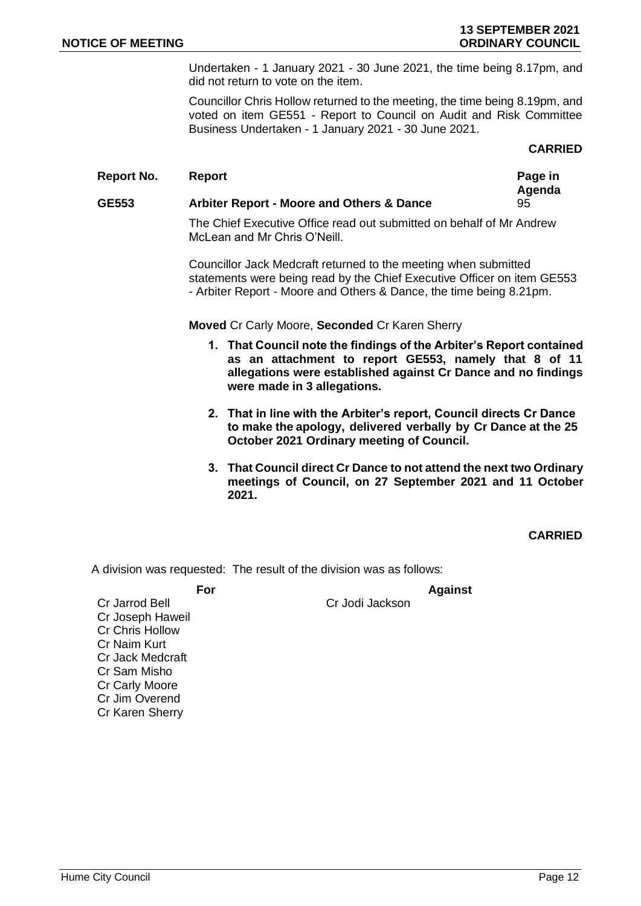Undertaken - 1 January 2021 - 30 June 2021, the time being 8.17pm, and did not return to vote on the item.

Councillor Chris Hollow returned to the meeting, the time being 8.19pm, and voted on item GE551 - Report to Council on Audit and Risk Committee Business Undertaken - 1 January 2021 - 30 June 2021.

**CARRIED**

| Report No. | Report | Page in Agenda |
|---|---|---|
| **GE553** | **Arbiter Report - Moore and Others & Dance** | 95 |

The Chief Executive Office read out submitted on behalf of Mr Andrew McLean and Mr Chris O'Neill.

Councillor Jack Medcraft returned to the meeting when submitted statements were being read by the Chief Executive Officer on item GE553 - Arbiter Report - Moore and Others & Dance, the time being 8.21pm.

**Moved** Cr Carly Moore, **Seconded** Cr Karen Sherry

1. **That Council note the findings of the Arbiter's Report contained as an attachment to report GE553, namely that 8 of 11 allegations were established against Cr Dance and no findings were made in 3 allegations.**
2. **That in line with the Arbiter's report, Council directs Cr Dance to make the apology, delivered verbally by Cr Dance at the 25 October 2021 Ordinary meeting of Council.**
3. **That Council direct Cr Dance to not attend the next two Ordinary meetings of Council, on 27 September 2021 and 11 October 2021.**

**CARRIED**

A division was requested: The result of the division was as follows:

| For | Against |
|---|---|
| Cr Jarrod Bell | Cr Jodi Jackson |
| Cr Joseph Haweil | |
| Cr Chris Hollow | |
| Cr Naim Kurt | |
| Cr Jack Medcraft | |
| Cr Sam Misho | |
| Cr Carly Moore | |
| Cr Jim Overend | |
| Cr Karen Sherry | |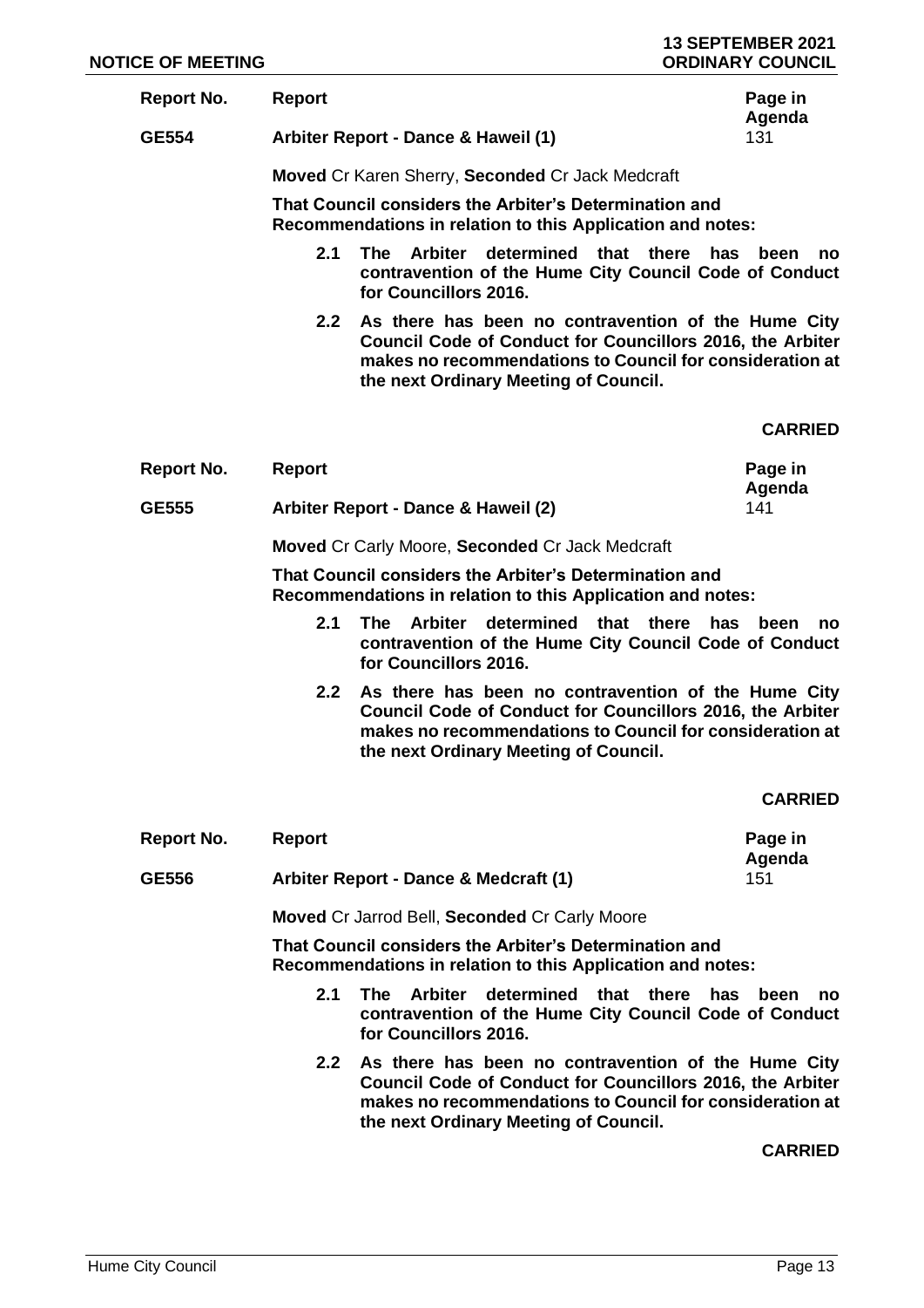| Report No. | Report | Page in Agenda |
|---|---|---|
| GE554 | Arbiter Report - Dance & Haweil (1) | 131 |

**Moved** Cr Karen Sherry, **Seconded** Cr Jack Medcraft

**That Council considers the Arbiter's Determination and Recommendations in relation to this Application and notes:**

**2.1 The Arbiter determined that there has been no contravention of the Hume City Council Code of Conduct for Councillors 2016.**

**2.2 As there has been no contravention of the Hume City Council Code of Conduct for Councillors 2016, the Arbiter makes no recommendations to Council for consideration at the next Ordinary Meeting of Council.**

**CARRIED**

| Report No. | Report | Page in Agenda |
|---|---|---|
| GE555 | Arbiter Report - Dance & Haweil (2) | 141 |

**Moved** Cr Carly Moore, **Seconded** Cr Jack Medcraft

**That Council considers the Arbiter's Determination and Recommendations in relation to this Application and notes:**

**2.1 The Arbiter determined that there has been no contravention of the Hume City Council Code of Conduct for Councillors 2016.**

**2.2 As there has been no contravention of the Hume City Council Code of Conduct for Councillors 2016, the Arbiter makes no recommendations to Council for consideration at the next Ordinary Meeting of Council.**

**CARRIED**

| Report No. | Report | Page in Agenda |
|---|---|---|
| GE556 | Arbiter Report - Dance & Medcraft (1) | 151 |

**Moved** Cr Jarrod Bell, **Seconded** Cr Carly Moore

**That Council considers the Arbiter's Determination and Recommendations in relation to this Application and notes:**

**2.1 The Arbiter determined that there has been no contravention of the Hume City Council Code of Conduct for Councillors 2016.**

**2.2 As there has been no contravention of the Hume City Council Code of Conduct for Councillors 2016, the Arbiter makes no recommendations to Council for consideration at the next Ordinary Meeting of Council.**

**CARRIED**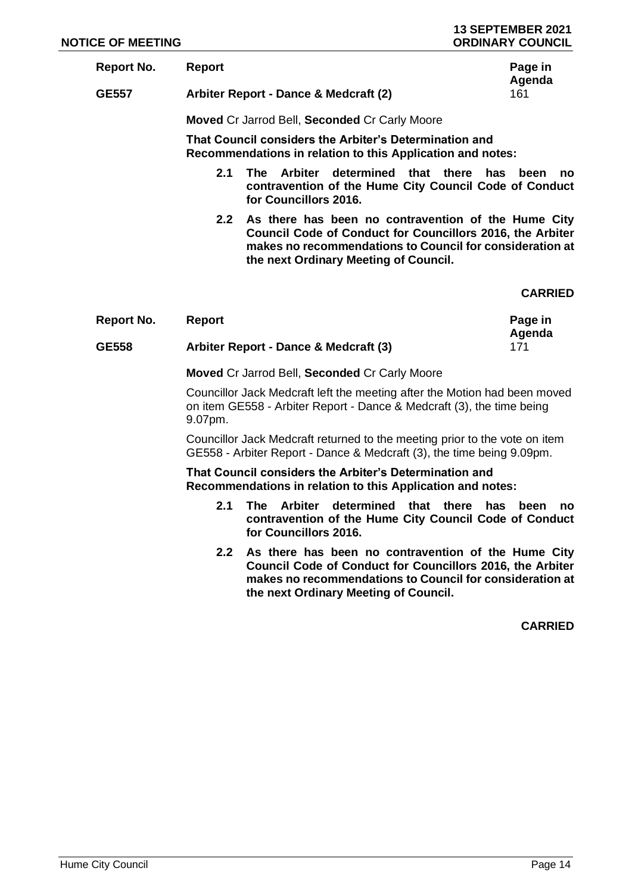| Report No. | Report | Page in Agenda |
|---|---|---|
| GE557 | Arbiter Report - Dance & Medcraft (2) | 161 |

**Moved** Cr Jarrod Bell, **Seconded** Cr Carly Moore

**That Council considers the Arbiter's Determination and Recommendations in relation to this Application and notes:**

**2.1 The Arbiter determined that there has been no contravention of the Hume City Council Code of Conduct for Councillors 2016.**

**2.2 As there has been no contravention of the Hume City Council Code of Conduct for Councillors 2016, the Arbiter makes no recommendations to Council for consideration at the next Ordinary Meeting of Council.**

**CARRIED**

| Report No. | Report | Page in Agenda |
|---|---|---|
| GE558 | Arbiter Report - Dance & Medcraft (3) | 171 |

**Moved** Cr Jarrod Bell, **Seconded** Cr Carly Moore

Councillor Jack Medcraft left the meeting after the Motion had been moved on item GE558 - Arbiter Report - Dance & Medcraft (3), the time being 9.07pm.

Councillor Jack Medcraft returned to the meeting prior to the vote on item GE558 - Arbiter Report - Dance & Medcraft (3), the time being 9.09pm.

**That Council considers the Arbiter's Determination and Recommendations in relation to this Application and notes:**

**2.1 The Arbiter determined that there has been no contravention of the Hume City Council Code of Conduct for Councillors 2016.**

**2.2 As there has been no contravention of the Hume City Council Code of Conduct for Councillors 2016, the Arbiter makes no recommendations to Council for consideration at the next Ordinary Meeting of Council.**

**CARRIED**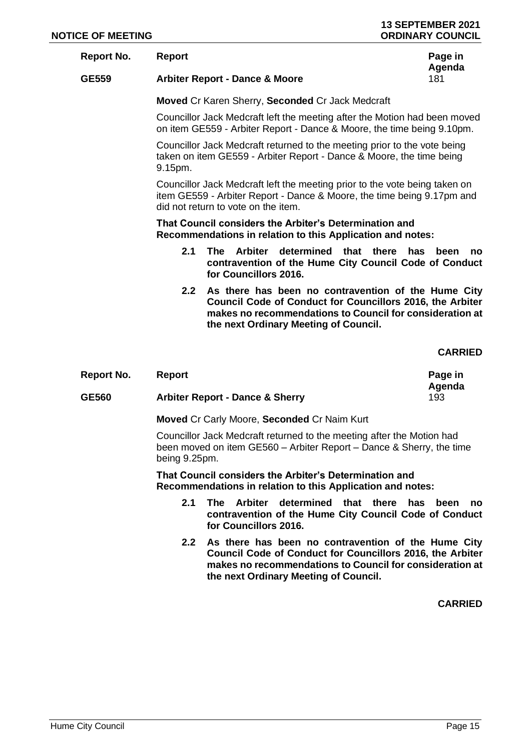| Report No. | Report | Page in Agenda |
| --- | --- | --- |
| **GE559** | **Arbiter Report - Dance & Moore** | 181 |

**Moved** Cr Karen Sherry, **Seconded** Cr Jack Medcraft

Councillor Jack Medcraft left the meeting after the Motion had been moved on item GE559 - Arbiter Report - Dance & Moore, the time being 9.10pm.

Councillor Jack Medcraft returned to the meeting prior to the vote being taken on item GE559 - Arbiter Report - Dance & Moore, the time being 9.15pm.

Councillor Jack Medcraft left the meeting prior to the vote being taken on item GE559 - Arbiter Report - Dance & Moore, the time being 9.17pm and did not return to vote on the item.

**That Council considers the Arbiter's Determination and Recommendations in relation to this Application and notes:**

**2.1 The Arbiter determined that there has been no contravention of the Hume City Council Code of Conduct for Councillors 2016.**

**2.2 As there has been no contravention of the Hume City Council Code of Conduct for Councillors 2016, the Arbiter makes no recommendations to Council for consideration at the next Ordinary Meeting of Council.**

**CARRIED**

| Report No. | Report | Page in Agenda |
| --- | --- | --- |
| **GE560** | **Arbiter Report - Dance & Sherry** | 193 |

**Moved** Cr Carly Moore, **Seconded** Cr Naim Kurt

Councillor Jack Medcraft returned to the meeting after the Motion had been moved on item GE560 – Arbiter Report – Dance & Sherry, the time being 9.25pm.

**That Council considers the Arbiter's Determination and Recommendations in relation to this Application and notes:**

**2.1 The Arbiter determined that there has been no contravention of the Hume City Council Code of Conduct for Councillors 2016.**

**2.2 As there has been no contravention of the Hume City Council Code of Conduct for Councillors 2016, the Arbiter makes no recommendations to Council for consideration at the next Ordinary Meeting of Council.**

**CARRIED**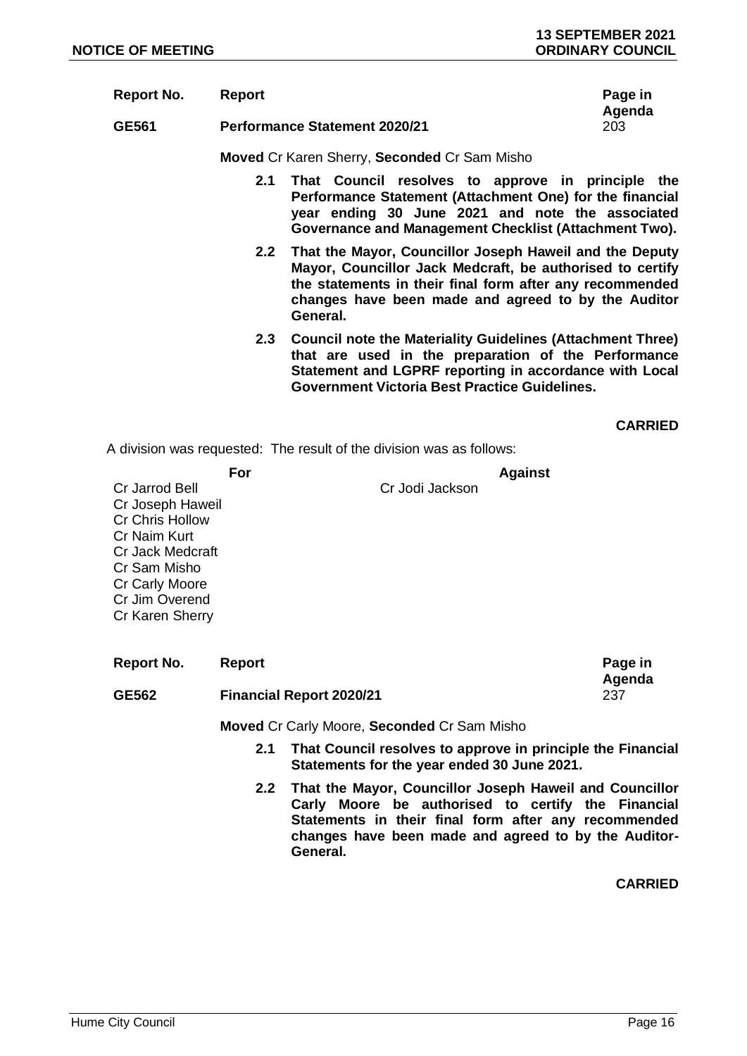| Report No. | Report | Page in Agenda |
|---|---|---|
| GE561 | Performance Statement 2020/21 | 203 |

**Moved** Cr Karen Sherry, **Seconded** Cr Sam Misho

**2.1 That Council resolves to approve in principle the Performance Statement (Attachment One) for the financial year ending 30 June 2021 and note the associated Governance and Management Checklist (Attachment Two).**

**2.2 That the Mayor, Councillor Joseph Haweil and the Deputy Mayor, Councillor Jack Medcraft, be authorised to certify the statements in their final form after any recommended changes have been made and agreed to by the Auditor General.**

**2.3 Council note the Materiality Guidelines (Attachment Three) that are used in the preparation of the Performance Statement and LGPRF reporting in accordance with Local Government Victoria Best Practice Guidelines.**

**CARRIED**

A division was requested: The result of the division was as follows:

| For | Against |
|---|---|
| Cr Jarrod Bell | Cr Jodi Jackson |
| Cr Joseph Haweil | |
| Cr Chris Hollow | |
| Cr Naim Kurt | |
| Cr Jack Medcraft | |
| Cr Sam Misho | |
| Cr Carly Moore | |
| Cr Jim Overend | |
| Cr Karen Sherry | |

| Report No. | Report | Page in Agenda |
|---|---|---|
| GE562 | Financial Report 2020/21 | 237 |

**Moved** Cr Carly Moore, **Seconded** Cr Sam Misho

**2.1 That Council resolves to approve in principle the Financial Statements for the year ended 30 June 2021.**

**2.2 That the Mayor, Councillor Joseph Haweil and Councillor Carly Moore be authorised to certify the Financial Statements in their final form after any recommended changes have been made and agreed to by the Auditor-General.**

**CARRIED**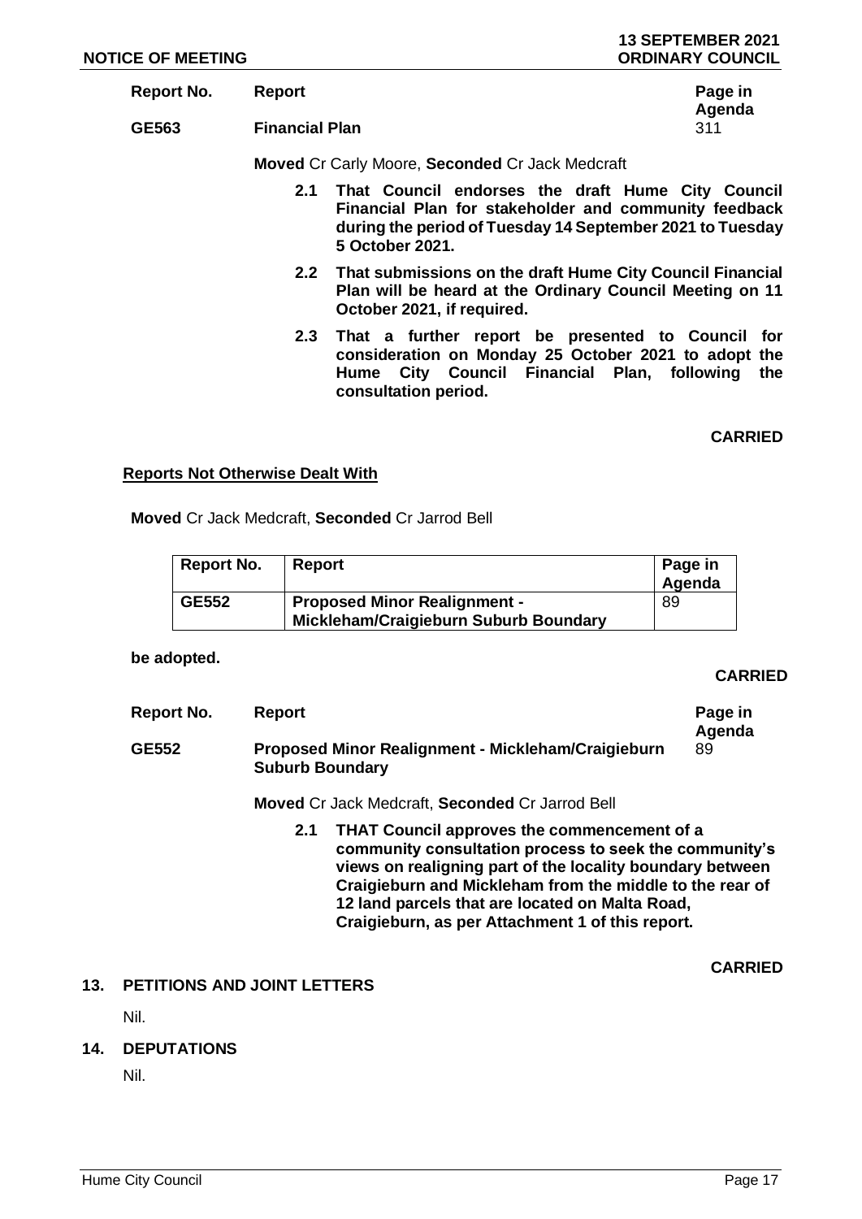| Report No. | Report | Page in Agenda |
|---|---|---|
| GE563 | Financial Plan | 311 |

**Moved** Cr Carly Moore, **Seconded** Cr Jack Medcraft

**2.1 That Council endorses the draft Hume City Council Financial Plan for stakeholder and community feedback during the period of Tuesday 14 September 2021 to Tuesday 5 October 2021.**

**2.2 That submissions on the draft Hume City Council Financial Plan will be heard at the Ordinary Council Meeting on 11 October 2021, if required.**

**2.3 That a further report be presented to Council for consideration on Monday 25 October 2021 to adopt the Hume City Council Financial Plan, following the consultation period.**

**CARRIED**

**Reports Not Otherwise Dealt With**

**Moved** Cr Jack Medcraft, **Seconded** Cr Jarrod Bell

| Report No. | Report | Page in Agenda |
|---|---|---|
| GE552 | Proposed Minor Realignment - Mickleham/Craigieburn Suburb Boundary | 89 |

**be adopted.**

**CARRIED**

| Report No. | Report | Page in Agenda |
|---|---|---|
| GE552 | Proposed Minor Realignment - Mickleham/Craigieburn Suburb Boundary | 89 |

**Moved** Cr Jack Medcraft, **Seconded** Cr Jarrod Bell

**2.1 THAT Council approves the commencement of a community consultation process to seek the community's views on realigning part of the locality boundary between Craigieburn and Mickleham from the middle to the rear of 12 land parcels that are located on Malta Road, Craigieburn, as per Attachment 1 of this report.**

**CARRIED**

## 13. PETITIONS AND JOINT LETTERS

Nil.

## 14. DEPUTATIONS

Nil.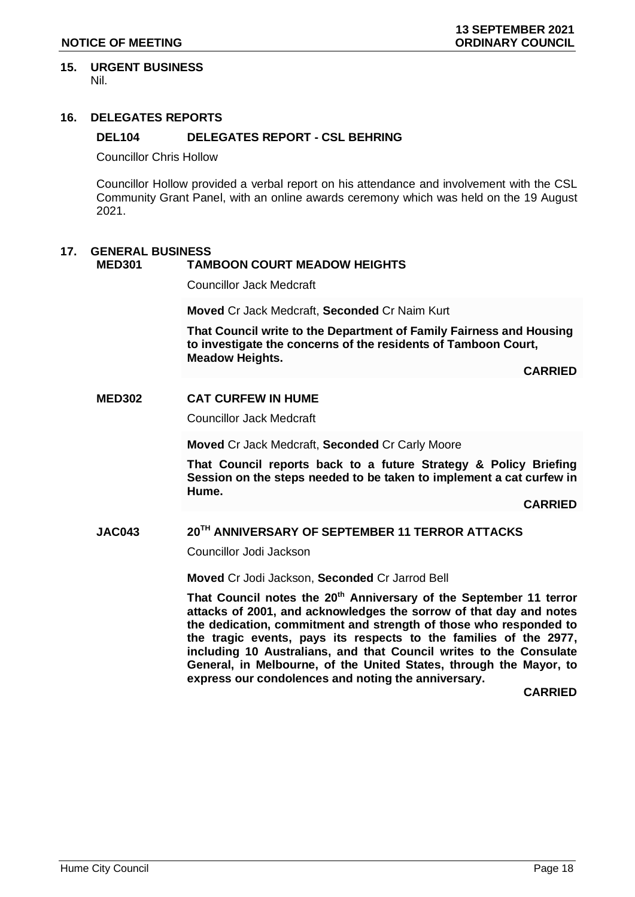## 15. URGENT BUSINESS

Nil.

## 16. DELEGATES REPORTS

### DEL104 DELEGATES REPORT - CSL BEHRING

Councillor Chris Hollow

Councillor Hollow provided a verbal report on his attendance and involvement with the CSL Community Grant Panel, with an online awards ceremony which was held on the 19 August 2021.

## 17. GENERAL BUSINESS

### MED301 TAMBOON COURT MEADOW HEIGHTS

Councillor Jack Medcraft

**Moved** Cr Jack Medcraft, **Seconded** Cr Naim Kurt

**That Council write to the Department of Family Fairness and Housing to investigate the concerns of the residents of Tamboon Court, Meadow Heights.**

**CARRIED**

### MED302 CAT CURFEW IN HUME

Councillor Jack Medcraft

**Moved** Cr Jack Medcraft, **Seconded** Cr Carly Moore

**That Council reports back to a future Strategy & Policy Briefing Session on the steps needed to be taken to implement a cat curfew in Hume.**

**CARRIED**

### JAC043 20TH ANNIVERSARY OF SEPTEMBER 11 TERROR ATTACKS

Councillor Jodi Jackson

**Moved** Cr Jodi Jackson, **Seconded** Cr Jarrod Bell

**That Council notes the 20th Anniversary of the September 11 terror attacks of 2001, and acknowledges the sorrow of that day and notes the dedication, commitment and strength of those who responded to the tragic events, pays its respects to the families of the 2977, including 10 Australians, and that Council writes to the Consulate General, in Melbourne, of the United States, through the Mayor, to express our condolences and noting the anniversary.**

**CARRIED**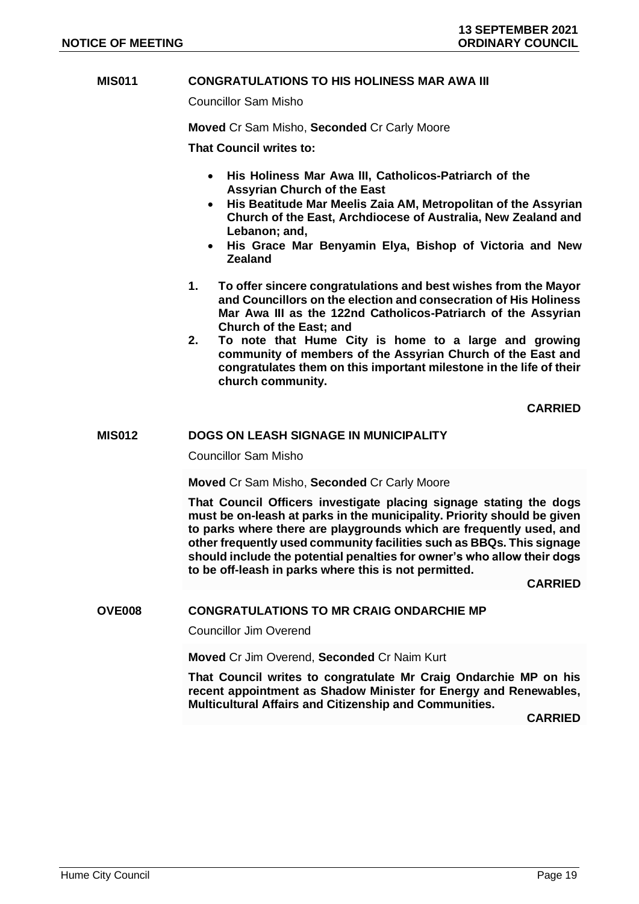## MIS011 CONGRATULATIONS TO HIS HOLINESS MAR AWA III

Councillor Sam Misho

**Moved** Cr Sam Misho, **Seconded** Cr Carly Moore

**That Council writes to:**

- **His Holiness Mar Awa III, Catholicos-Patriarch of the Assyrian Church of the East**
- **His Beatitude Mar Meelis Zaia AM, Metropolitan of the Assyrian Church of the East, Archdiocese of Australia, New Zealand and Lebanon; and,**
- **His Grace Mar Benyamin Elya, Bishop of Victoria and New Zealand**

1. **To offer sincere congratulations and best wishes from the Mayor and Councillors on the election and consecration of His Holiness Mar Awa III as the 122nd Catholicos-Patriarch of the Assyrian Church of the East; and**
2. **To note that Hume City is home to a large and growing community of members of the Assyrian Church of the East and congratulates them on this important milestone in the life of their church community.**

**CARRIED**

## MIS012 DOGS ON LEASH SIGNAGE IN MUNICIPALITY

Councillor Sam Misho

**Moved** Cr Sam Misho, **Seconded** Cr Carly Moore

**That Council Officers investigate placing signage stating the dogs must be on-leash at parks in the municipality. Priority should be given to parks where there are playgrounds which are frequently used, and other frequently used community facilities such as BBQs. This signage should include the potential penalties for owner's who allow their dogs to be off-leash in parks where this is not permitted.**

**CARRIED**

## OVE008 CONGRATULATIONS TO MR CRAIG ONDARCHIE MP

Councillor Jim Overend

**Moved** Cr Jim Overend, **Seconded** Cr Naim Kurt

**That Council writes to congratulate Mr Craig Ondarchie MP on his recent appointment as Shadow Minister for Energy and Renewables, Multicultural Affairs and Citizenship and Communities.**

**CARRIED**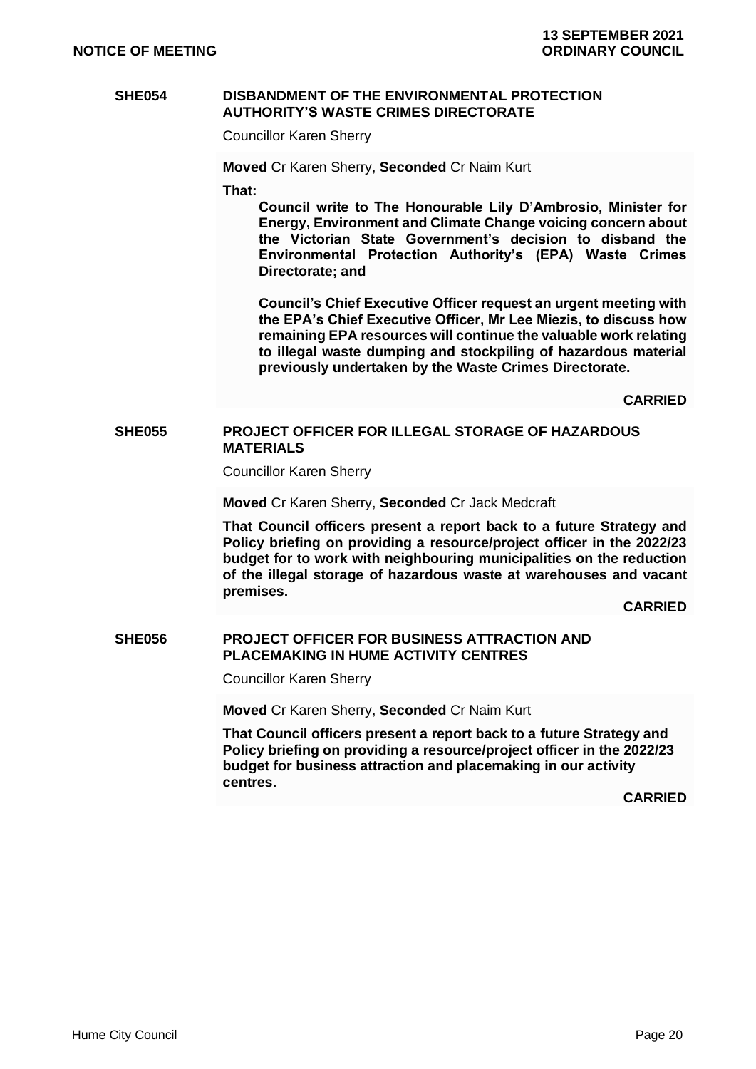## SHE054 DISBANDMENT OF THE ENVIRONMENTAL PROTECTION AUTHORITY'S WASTE CRIMES DIRECTORATE

Councillor Karen Sherry

**Moved** Cr Karen Sherry, **Seconded** Cr Naim Kurt

**That:**

> **Council write to The Honourable Lily D'Ambrosio, Minister for Energy, Environment and Climate Change voicing concern about the Victorian State Government's decision to disband the Environmental Protection Authority's (EPA) Waste Crimes Directorate; and**
>
> **Council's Chief Executive Officer request an urgent meeting with the EPA's Chief Executive Officer, Mr Lee Miezis, to discuss how remaining EPA resources will continue the valuable work relating to illegal waste dumping and stockpiling of hazardous material previously undertaken by the Waste Crimes Directorate.**

**CARRIED**

## SHE055 PROJECT OFFICER FOR ILLEGAL STORAGE OF HAZARDOUS MATERIALS

Councillor Karen Sherry

**Moved** Cr Karen Sherry, **Seconded** Cr Jack Medcraft

**That Council officers present a report back to a future Strategy and Policy briefing on providing a resource/project officer in the 2022/23 budget for to work with neighbouring municipalities on the reduction of the illegal storage of hazardous waste at warehouses and vacant premises.**

**CARRIED**

## SHE056 PROJECT OFFICER FOR BUSINESS ATTRACTION AND PLACEMAKING IN HUME ACTIVITY CENTRES

Councillor Karen Sherry

**Moved** Cr Karen Sherry, **Seconded** Cr Naim Kurt

**That Council officers present a report back to a future Strategy and Policy briefing on providing a resource/project officer in the 2022/23 budget for business attraction and placemaking in our activity centres.**

**CARRIED**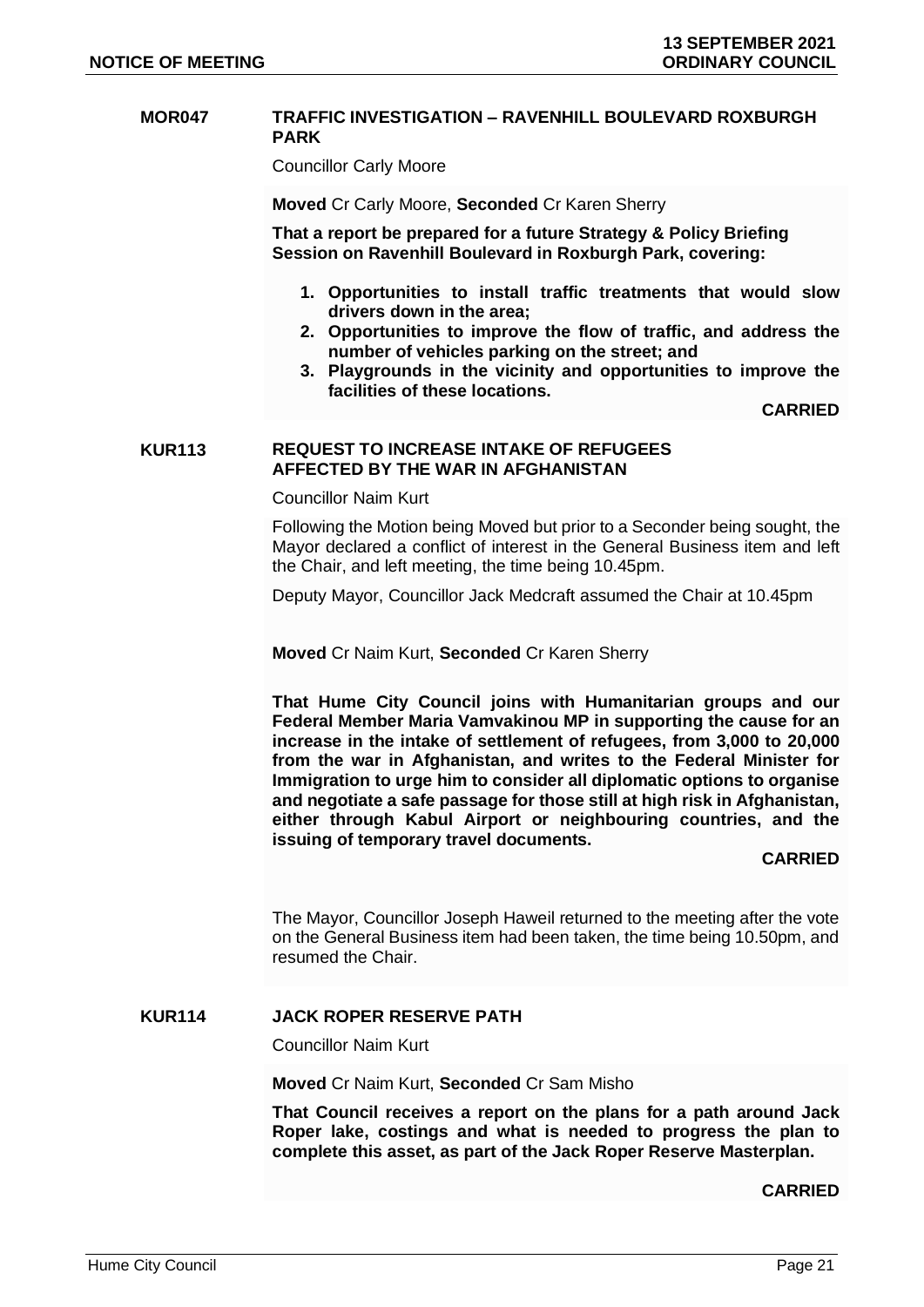## MOR047 TRAFFIC INVESTIGATION – RAVENHILL BOULEVARD ROXBURGH PARK

Councillor Carly Moore

**Moved** Cr Carly Moore, **Seconded** Cr Karen Sherry

**That a report be prepared for a future Strategy & Policy Briefing Session on Ravenhill Boulevard in Roxburgh Park, covering:**

1. **Opportunities to install traffic treatments that would slow drivers down in the area;**
2. **Opportunities to improve the flow of traffic, and address the number of vehicles parking on the street; and**
3. **Playgrounds in the vicinity and opportunities to improve the facilities of these locations.**

**CARRIED**

## KUR113 REQUEST TO INCREASE INTAKE OF REFUGEES AFFECTED BY THE WAR IN AFGHANISTAN

Councillor Naim Kurt

Following the Motion being Moved but prior to a Seconder being sought, the Mayor declared a conflict of interest in the General Business item and left the Chair, and left meeting, the time being 10.45pm.

Deputy Mayor, Councillor Jack Medcraft assumed the Chair at 10.45pm

**Moved** Cr Naim Kurt, **Seconded** Cr Karen Sherry

**That Hume City Council joins with Humanitarian groups and our Federal Member Maria Vamvakinou MP in supporting the cause for an increase in the intake of settlement of refugees, from 3,000 to 20,000 from the war in Afghanistan, and writes to the Federal Minister for Immigration to urge him to consider all diplomatic options to organise and negotiate a safe passage for those still at high risk in Afghanistan, either through Kabul Airport or neighbouring countries, and the issuing of temporary travel documents.**

**CARRIED**

The Mayor, Councillor Joseph Haweil returned to the meeting after the vote on the General Business item had been taken, the time being 10.50pm, and resumed the Chair.

## KUR114 JACK ROPER RESERVE PATH

Councillor Naim Kurt

**Moved** Cr Naim Kurt, **Seconded** Cr Sam Misho

**That Council receives a report on the plans for a path around Jack Roper lake, costings and what is needed to progress the plan to complete this asset, as part of the Jack Roper Reserve Masterplan.**

**CARRIED**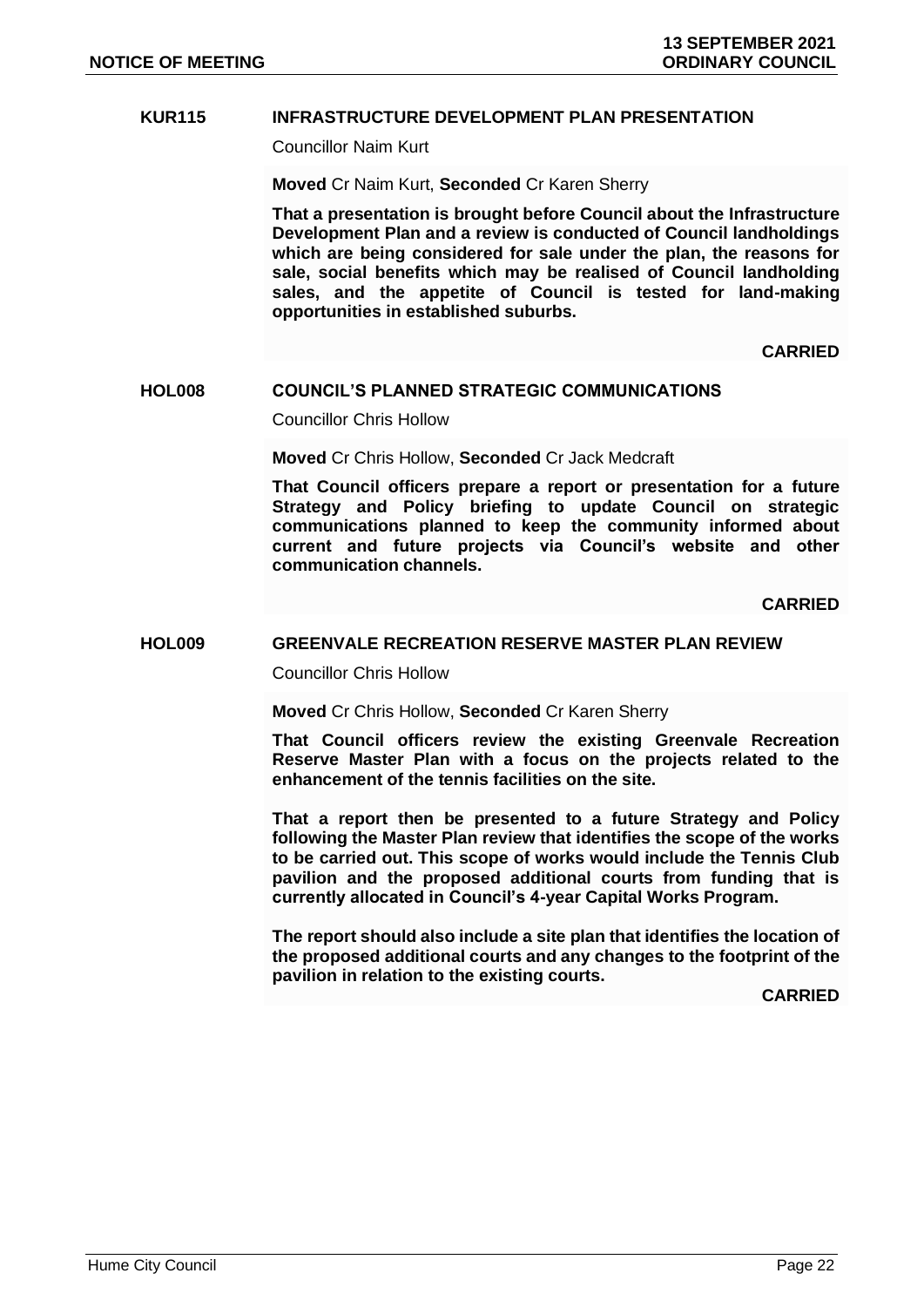## KUR115 INFRASTRUCTURE DEVELOPMENT PLAN PRESENTATION

Councillor Naim Kurt

**Moved** Cr Naim Kurt, **Seconded** Cr Karen Sherry

**That a presentation is brought before Council about the Infrastructure Development Plan and a review is conducted of Council landholdings which are being considered for sale under the plan, the reasons for sale, social benefits which may be realised of Council landholding sales, and the appetite of Council is tested for land-making opportunities in established suburbs.**

**CARRIED**

## HOL008 COUNCIL'S PLANNED STRATEGIC COMMUNICATIONS

Councillor Chris Hollow

**Moved** Cr Chris Hollow, **Seconded** Cr Jack Medcraft

**That Council officers prepare a report or presentation for a future Strategy and Policy briefing to update Council on strategic communications planned to keep the community informed about current and future projects via Council's website and other communication channels.**

**CARRIED**

## HOL009 GREENVALE RECREATION RESERVE MASTER PLAN REVIEW

Councillor Chris Hollow

**Moved** Cr Chris Hollow, **Seconded** Cr Karen Sherry

**That Council officers review the existing Greenvale Recreation Reserve Master Plan with a focus on the projects related to the enhancement of the tennis facilities on the site.**

**That a report then be presented to a future Strategy and Policy following the Master Plan review that identifies the scope of the works to be carried out. This scope of works would include the Tennis Club pavilion and the proposed additional courts from funding that is currently allocated in Council's 4-year Capital Works Program.**

**The report should also include a site plan that identifies the location of the proposed additional courts and any changes to the footprint of the pavilion in relation to the existing courts.**

**CARRIED**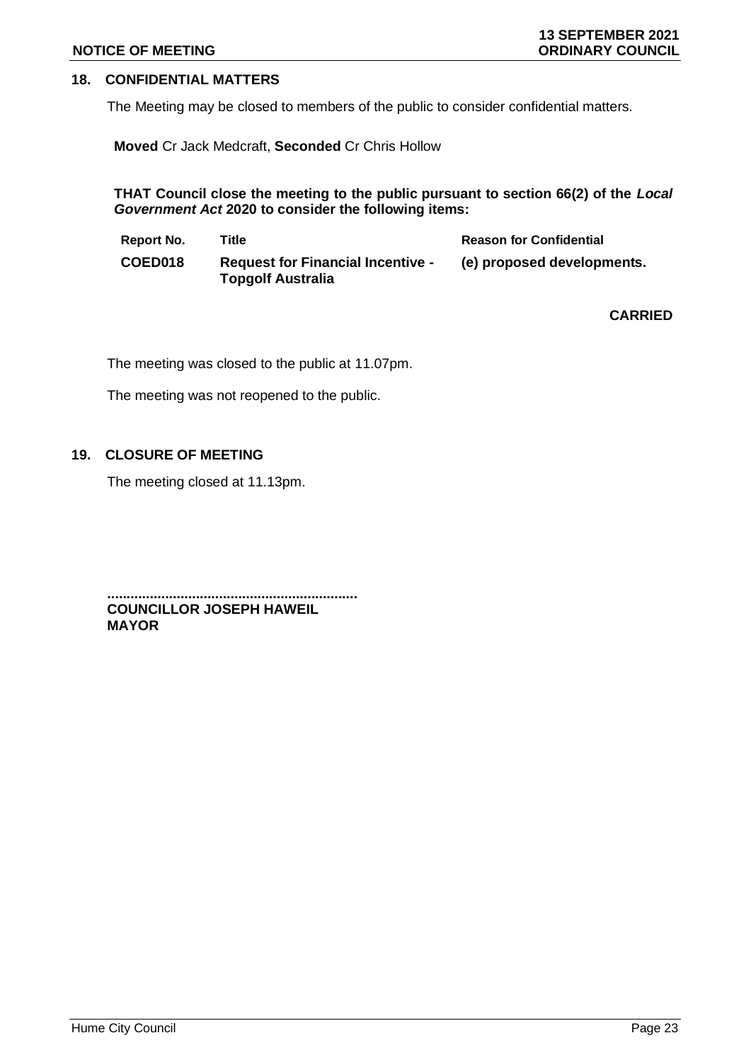## 18. CONFIDENTIAL MATTERS

The Meeting may be closed to members of the public to consider confidential matters.

**Moved** Cr Jack Medcraft, **Seconded** Cr Chris Hollow

**THAT Council close the meeting to the public pursuant to section 66(2) of the *Local Government Act* 2020 to consider the following items:**

| Report No. | Title | Reason for Confidential |
| --- | --- | --- |
| **COED018** | **Request for Financial Incentive - Topgolf Australia** | **(e) proposed developments.** |

**CARRIED**

The meeting was closed to the public at 11.07pm.

The meeting was not reopened to the public.

## 19. CLOSURE OF MEETING

The meeting closed at 11.13pm.

................................................................
**COUNCILLOR JOSEPH HAWEIL**
**MAYOR**